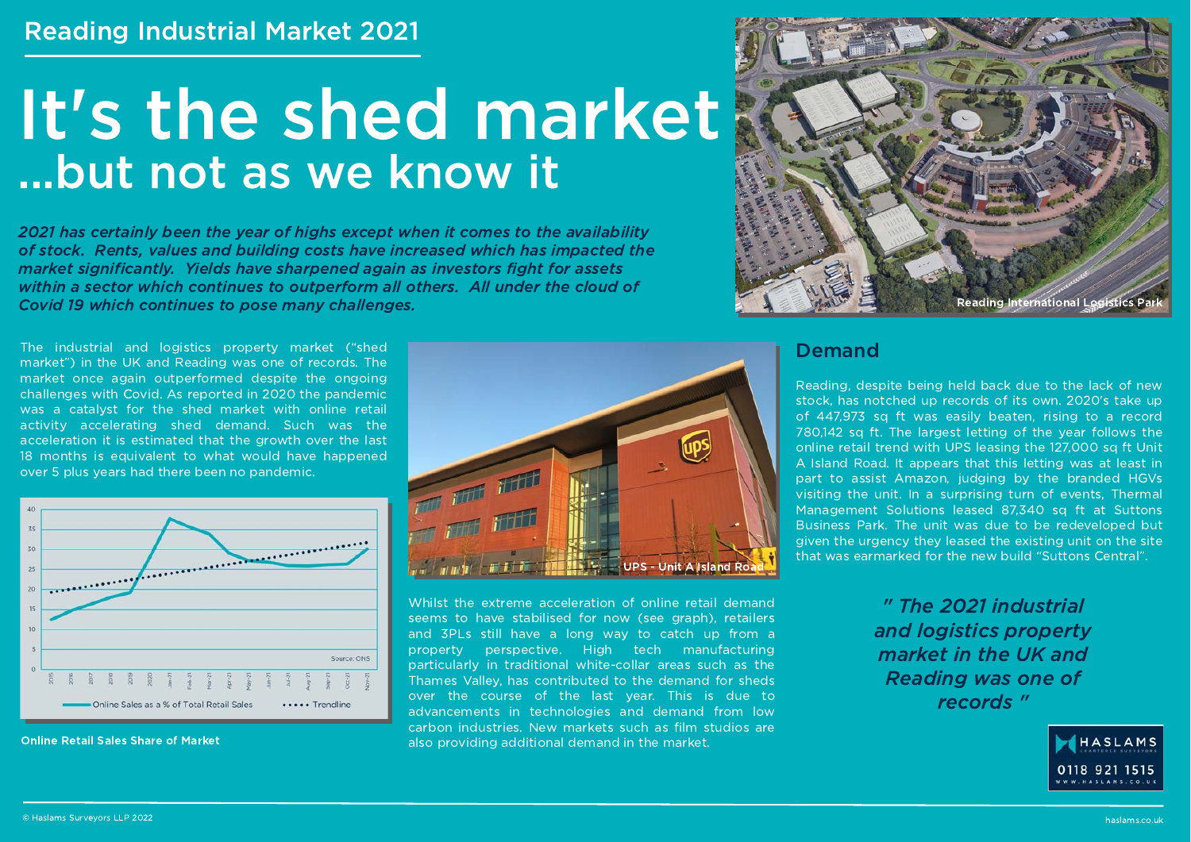Reading Industrial Market 2021

# It's the shed market
## ...but not as we know it

***2021 has certainly been the year of highs except when it comes to the availability of stock. Rents, values and building costs have increased which has impacted the market significantly. Yields have sharpened again as investors fight for assets within a sector which continues to outperform all others. All under the cloud of Covid 19 which continues to pose many challenges.***

Reading International Logistics Park

The industrial and logistics property market ("shed market") in the UK and Reading was one of records. The market once again outperformed despite the ongoing challenges with Covid. As reported in 2020 the pandemic was a catalyst for the shed market with online retail activity accelerating shed demand. Such was the acceleration it is estimated that the growth over the last 18 months is equivalent to what would have happened over 5 plus years had there been no pandemic.

**Online Retail Sales Share of Market**

UPS - Unit A Island Road

Whilst the extreme acceleration of online retail demand seems to have stabilised for now (see graph), retailers and 3PLs still have a long way to catch up from a property perspective. High tech manufacturing particularly in traditional white-collar areas such as the Thames Valley, has contributed to the demand for sheds over the course of the last year. This is due to advancements in technologies and demand from low carbon industries. New markets such as film studios are also providing additional demand in the market.

## Demand

Reading, despite being held back due to the lack of new stock, has notched up records of its own. 2020's take up of 447,973 sq ft was easily beaten, rising to a record 780,142 sq ft. The largest letting of the year follows the online retail trend with UPS leasing the 127,000 sq ft Unit A Island Road. It appears that this letting was at least in part to assist Amazon, judging by the branded HGVs visiting the unit. In a surprising turn of events, Thermal Management Solutions leased 87,340 sq ft at Suttons Business Park. The unit was due to be redeveloped but given the urgency they leased the existing unit on the site that was earmarked for the new build "Suttons Central".

***" The 2021 industrial and logistics property market in the UK and Reading was one of records "***

HASLAMS CHARTERED SURVEYORS
0118 921 1515
WWW.HASLAMS.CO.UK

© Haslams Surveyors LLP 2022

haslams.co.uk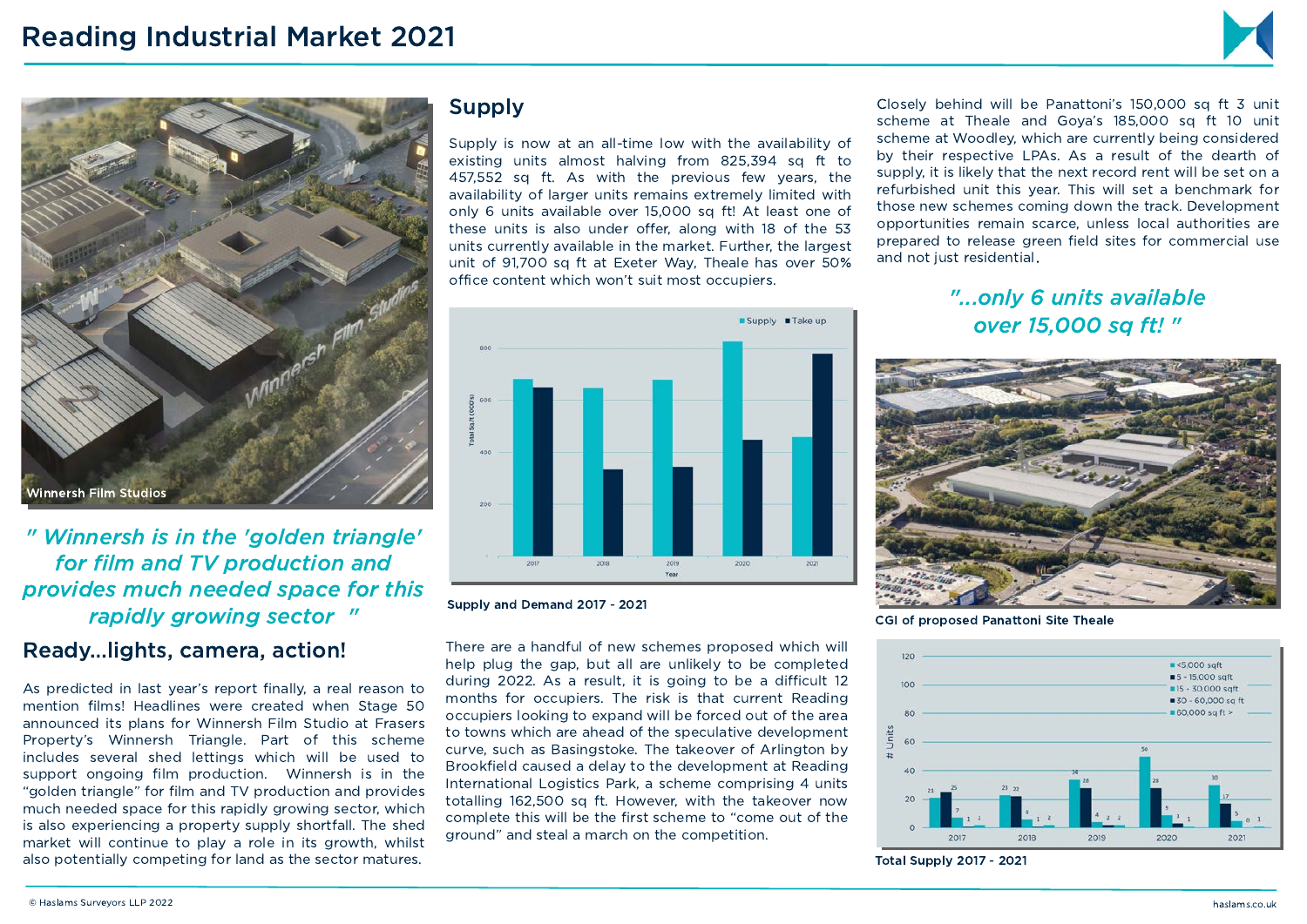# Reading Industrial Market 2021

Winnersh Film Studios

*" Winnersh is in the 'golden triangle' for film and TV production and provides much needed space for this rapidly growing sector "*

## Ready...lights, camera, action!

As predicted in last year's report finally, a real reason to mention films! Headlines were created when Stage 50 announced its plans for Winnersh Film Studio at Frasers Property's Winnersh Triangle. Part of this scheme includes several shed lettings which will be used to support ongoing film production. Winnersh is in the "golden triangle" for film and TV production and provides much needed space for this rapidly growing sector, which is also experiencing a property supply shortfall. The shed market will continue to play a role in its growth, whilst also potentially competing for land as the sector matures.

## Supply

Supply is now at an all-time low with the availability of existing units almost halving from 825,394 sq ft to 457,552 sq ft. As with the previous few years, the availability of larger units remains extremely limited with only 6 units available over 15,000 sq ft! At least one of these units is also under offer, along with 18 of the 53 units currently available in the market. Further, the largest unit of 91,700 sq ft at Exeter Way, Theale has over 50% office content which won't suit most occupiers.

Supply and Demand 2017 - 2021

There are a handful of new schemes proposed which will help plug the gap, but all are unlikely to be completed during 2022. As a result, it is going to be a difficult 12 months for occupiers. The risk is that current Reading occupiers looking to expand will be forced out of the area to towns which are ahead of the speculative development curve, such as Basingstoke. The takeover of Arlington by Brookfield caused a delay to the development at Reading International Logistics Park, a scheme comprising 4 units totalling 162,500 sq ft. However, with the takeover now complete this will be the first scheme to "come out of the ground" and steal a march on the competition.

Closely behind will be Panattoni's 150,000 sq ft 3 unit scheme at Theale and Goya's 185,000 sq ft 10 unit scheme at Woodley, which are currently being considered by their respective LPAs. As a result of the dearth of supply, it is likely that the next record rent will be set on a refurbished unit this year. This will set a benchmark for those new schemes coming down the track. Development opportunities remain scarce, unless local authorities are prepared to release green field sites for commercial use and not just residential.

*"...only 6 units available over 15,000 sq ft! "*

CGI of proposed Panattoni Site Theale

| Year | <5,000 sqft | 5 - 15,000 sqft | 15 - 30,000 sqft | 30 - 60,000 sq ft | 60,000 sq ft > |
|---|---|---|---|---|---|
| 2017 | 21 | 25 | 7 | 1 | 2 |
| 2018 | 23 | 22 | 6 | 1 | 2 |
| 2019 | 34 | 28 | 4 | 2 | 2 |
| 2020 | 50 | 28 | 9 | 3 | 1 |
| 2021 | 30 | 17 | 5 | 0 | 1 |

Total Supply 2017 - 2021

© Haslams Surveyors LLP 2022

haslams.co.uk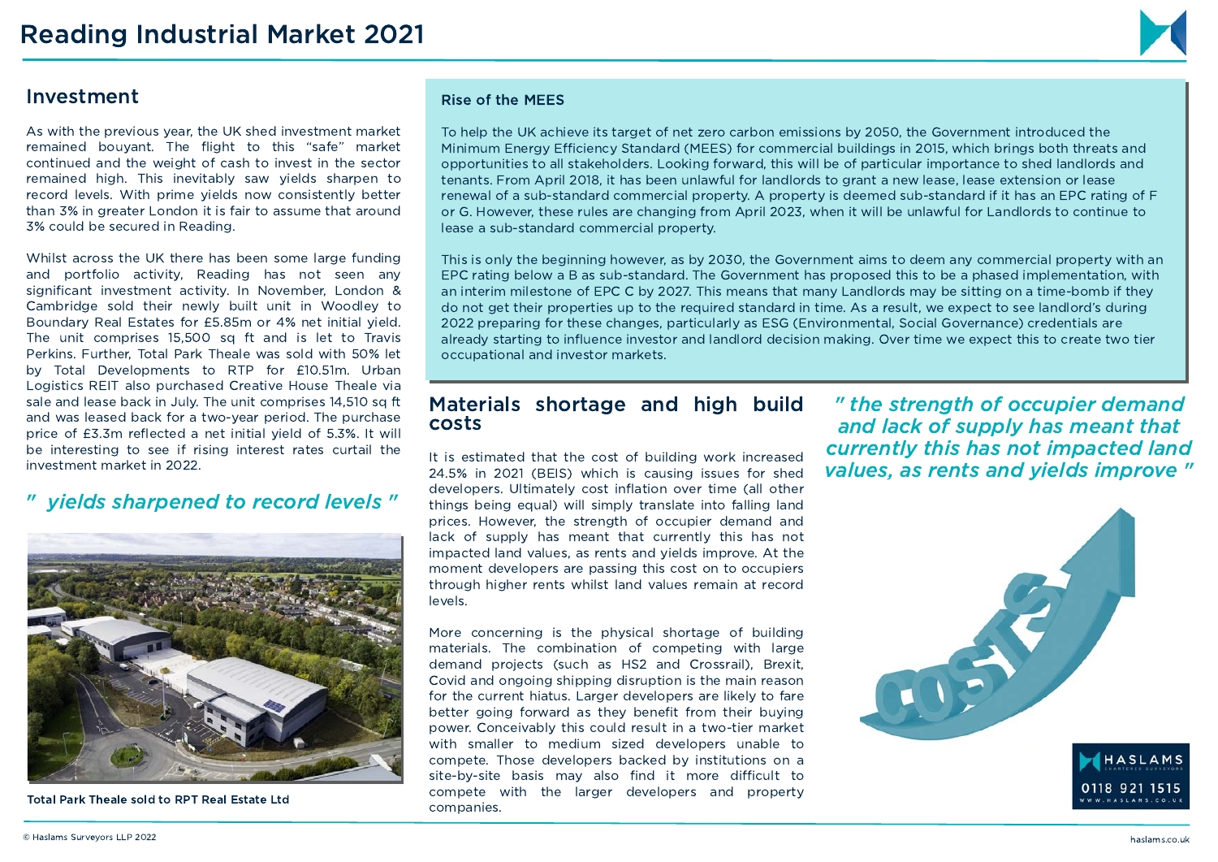# Reading Industrial Market 2021

## Investment

As with the previous year, the UK shed investment market remained bouyant. The flight to this "safe" market continued and the weight of cash to invest in the sector remained high. This inevitably saw yields sharpen to record levels. With prime yields now consistently better than 3% in greater London it is fair to assume that around 3% could be secured in Reading.

Whilst across the UK there has been some large funding and portfolio activity, Reading has not seen any significant investment activity. In November, London & Cambridge sold their newly built unit in Woodley to Boundary Real Estates for £5.85m or 4% net initial yield. The unit comprises 15,500 sq ft and is let to Travis Perkins. Further, Total Park Theale was sold with 50% let by Total Developments to RTP for £10.51m. Urban Logistics REIT also purchased Creative House Theale via sale and lease back in July. The unit comprises 14,510 sq ft and was leased back for a two-year period. The purchase price of £3.3m reflected a net initial yield of 5.3%. It will be interesting to see if rising interest rates curtail the investment market in 2022.

*" yields sharpened to record levels "*

Total Park Theale sold to RPT Real Estate Ltd

### Rise of the MEES

To help the UK achieve its target of net zero carbon emissions by 2050, the Government introduced the Minimum Energy Efficiency Standard (MEES) for commercial buildings in 2015, which brings both threats and opportunities to all stakeholders. Looking forward, this will be of particular importance to shed landlords and tenants. From April 2018, it has been unlawful for landlords to grant a new lease, lease extension or lease renewal of a sub-standard commercial property. A property is deemed sub-standard if it has an EPC rating of F or G. However, these rules are changing from April 2023, when it will be unlawful for Landlords to continue to lease a sub-standard commercial property.

This is only the beginning however, as by 2030, the Government aims to deem any commercial property with an EPC rating below a B as sub-standard. The Government has proposed this to be a phased implementation, with an interim milestone of EPC C by 2027. This means that many Landlords may be sitting on a time-bomb if they do not get their properties up to the required standard in time. As a result, we expect to see landlord's during 2022 preparing for these changes, particularly as ESG (Environmental, Social Governance) credentials are already starting to influence investor and landlord decision making. Over time we expect this to create two tier occupational and investor markets.

## Materials shortage and high build costs

It is estimated that the cost of building work increased 24.5% in 2021 (BEIS) which is causing issues for shed developers. Ultimately cost inflation over time (all other things being equal) will simply translate into falling land prices. However, the strength of occupier demand and lack of supply has meant that currently this has not impacted land values, as rents and yields improve. At the moment developers are passing this cost on to occupiers through higher rents whilst land values remain at record levels.

More concerning is the physical shortage of building materials. The combination of competing with large demand projects (such as HS2 and Crossrail), Brexit, Covid and ongoing shipping disruption is the main reason for the current hiatus. Larger developers are likely to fare better going forward as they benefit from their buying power. Conceivably this could result in a two-tier market with smaller to medium sized developers unable to compete. Those developers backed by institutions on a site-by-site basis may also find it more difficult to compete with the larger developers and property companies.

*" the strength of occupier demand and lack of supply has meant that currently this has not impacted land values, as rents and yields improve "*

HASLAMS CHARTERED SURVEYORS
0118 921 1515
WWW.HASLAMS.CO.UK

© Haslams Surveyors LLP 2022

haslams.co.uk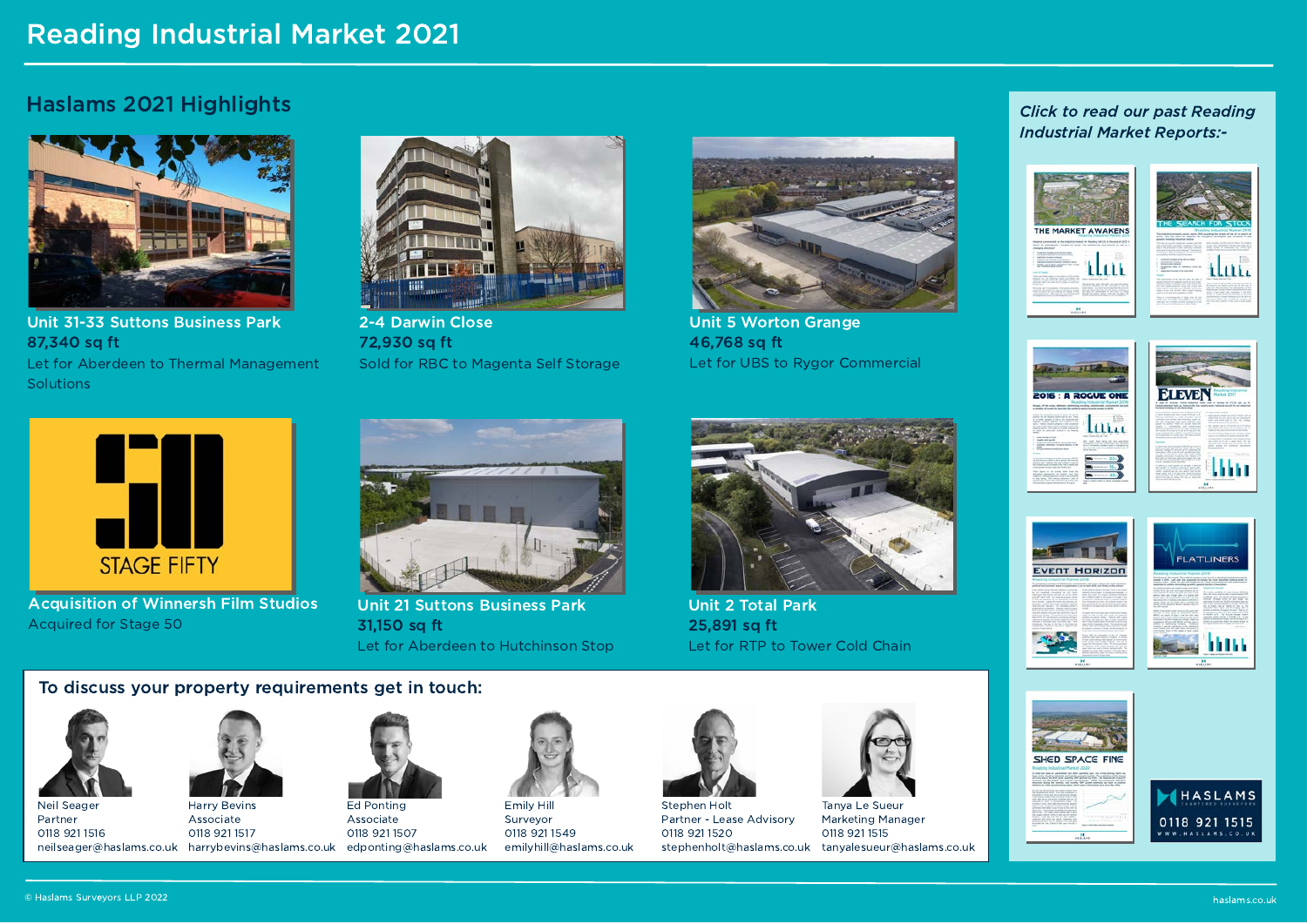# Reading Industrial Market 2021

## Haslams 2021 Highlights

**Unit 31-33 Suttons Business Park**
**87,340 sq ft**
Let for Aberdeen to Thermal Management Solutions

**2-4 Darwin Close**
**72,930 sq ft**
Sold for RBC to Magenta Self Storage

**Unit 5 Worton Grange**
**46,768 sq ft**
Let for UBS to Rygor Commercial

**Acquisition of Winnersh Film Studios**
Acquired for Stage 50

**Unit 21 Suttons Business Park**
**31,150 sq ft**
Let for Aberdeen to Hutchinson Stop

**Unit 2 Total Park**
**25,891 sq ft**
Let for RTP to Tower Cold Chain

### To discuss your property requirements get in touch:

Neil Seager
Partner
0118 921 1516
neilseager@haslams.co.uk

Harry Bevins
Associate
0118 921 1517
harrybevins@haslams.co.uk

Ed Ponting
Associate
0118 921 1507
edponting@haslams.co.uk

Emily Hill
Surveyor
0118 921 1549
emilyhill@haslams.co.uk

Stephen Holt
Partner - Lease Advisory
0118 921 1520
stephenholt@haslams.co.uk

Tanya Le Sueur
Marketing Manager
0118 921 1515
tanyalesueur@haslams.co.uk

*Click to read our past Reading Industrial Market Reports:-*

HASLAMS
CHARTERED SURVEYORS
0118 921 1515
WWW.HASLAMS.CO.UK

© Haslams Surveyors LLP 2022

haslams.co.uk